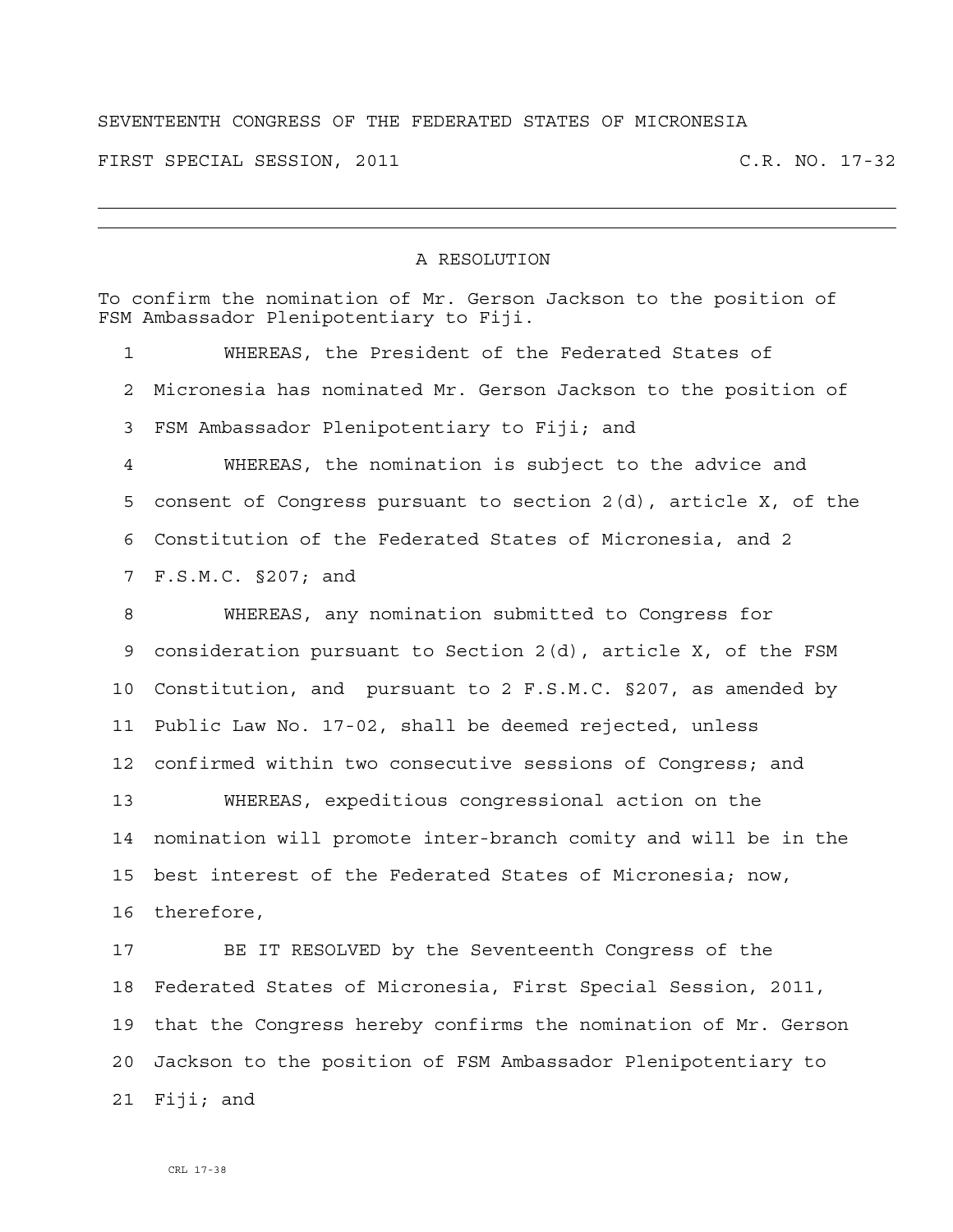SEVENTEENTH CONGRESS OF THE FEDERATED STATES OF MICRONESIA

FIRST SPECIAL SESSION, 2011 C.R. NO. 17-32

---

# A RESOLUTION

To confirm the nomination of Mr. Gerson Jackson to the position of FSM Ambassador Plenipotentiary to Fiji.

1 WHEREAS, the President of the Federated States of
2 Micronesia has nominated Mr. Gerson Jackson to the position of
3 FSM Ambassador Plenipotentiary to Fiji; and
4 WHEREAS, the nomination is subject to the advice and
5 consent of Congress pursuant to section 2(d), article X, of the
6 Constitution of the Federated States of Micronesia, and 2
7 F.S.M.C. §207; and
8 WHEREAS, any nomination submitted to Congress for
9 consideration pursuant to Section 2(d), article X, of the FSM
10 Constitution, and pursuant to 2 F.S.M.C. §207, as amended by
11 Public Law No. 17-02, shall be deemed rejected, unless
12 confirmed within two consecutive sessions of Congress; and
13 WHEREAS, expeditious congressional action on the
14 nomination will promote inter-branch comity and will be in the
15 best interest of the Federated States of Micronesia; now,
16 therefore,
17 BE IT RESOLVED by the Seventeenth Congress of the
18 Federated States of Micronesia, First Special Session, 2011,
19 that the Congress hereby confirms the nomination of Mr. Gerson
20 Jackson to the position of FSM Ambassador Plenipotentiary to
21 Fiji; and

CRL 17-38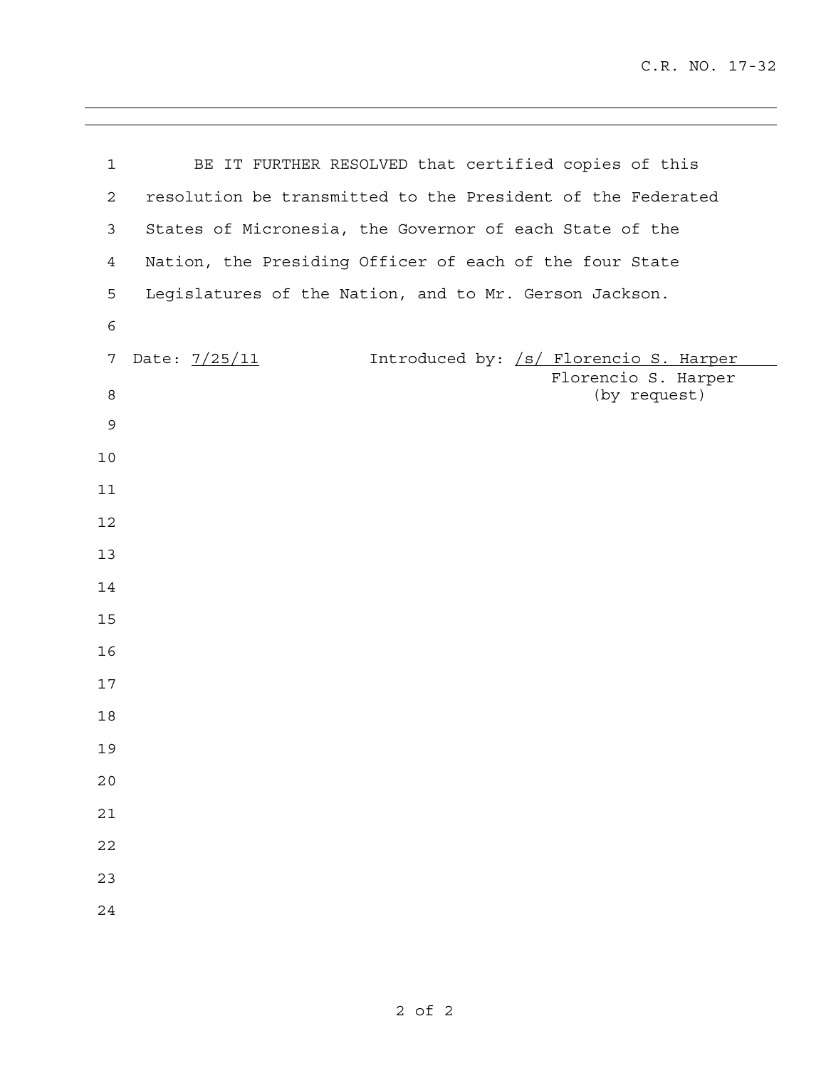BE IT FURTHER RESOLVED that certified copies of this resolution be transmitted to the President of the Federated States of Micronesia, the Governor of each State of the Nation, the Presiding Officer of each of the four State Legislatures of the Nation, and to Mr. Gerson Jackson.

Date: 7/25/11

Introduced by: /s/ Florencio S. Harper
Florencio S. Harper
(by request)